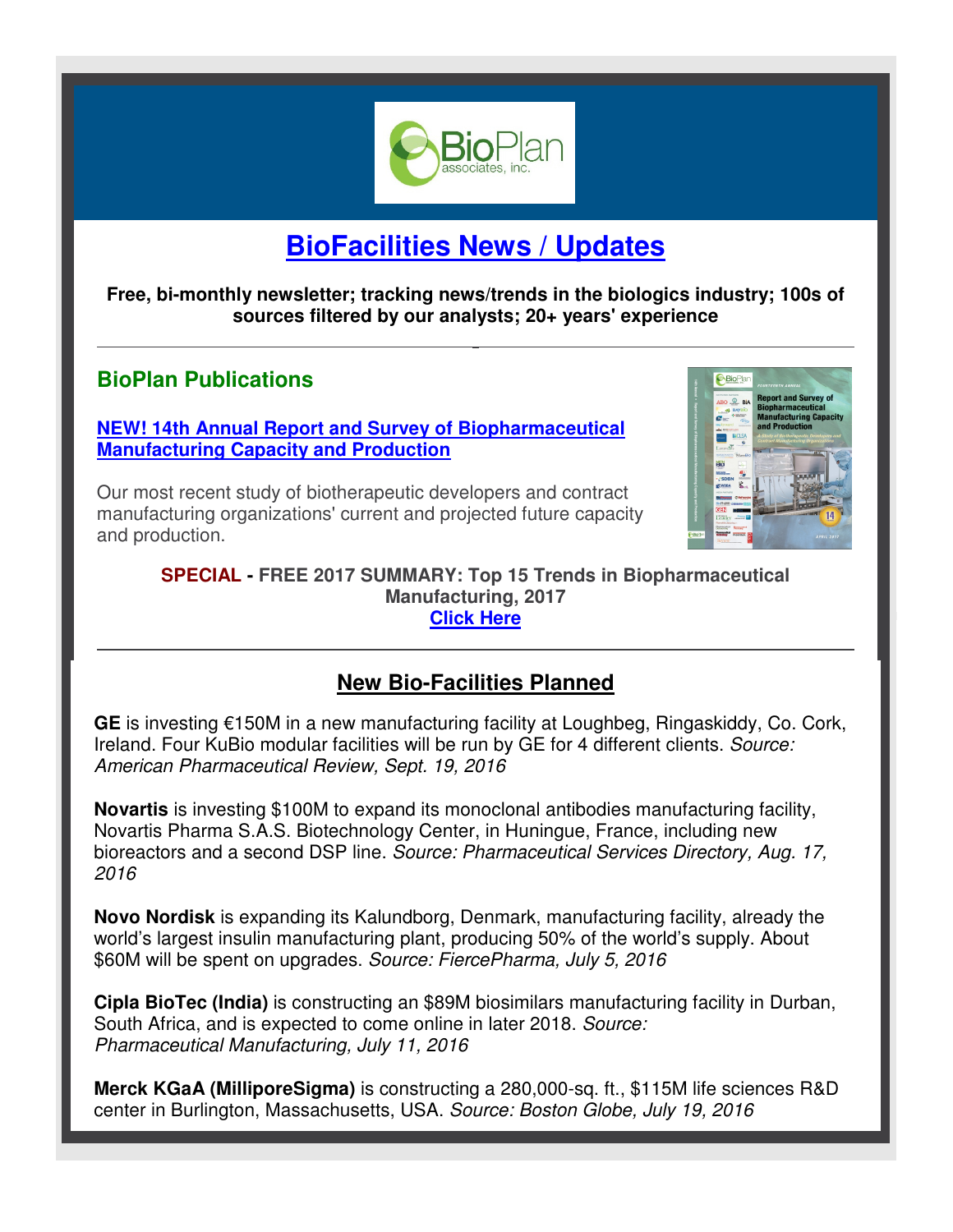# BioFacilities News / Updates

**Free, bi-monthly newsletter; tracking news/trends in the biologics industry; 100s of sources filtered by our analysts; 20+ years' experience**

## BioPlan Publications

**NEW! 14th Annual Report and Survey of Biopharmaceutical Manufacturing Capacity and Production**

Our most recent study of biotherapeutic developers and contract manufacturing organizations' current and projected future capacity and production.

**SPECIAL - FREE 2017 SUMMARY: Top 15 Trends in Biopharmaceutical Manufacturing, 2017**
**Click Here**

## New Bio-Facilities Planned

**GE** is investing €150M in a new manufacturing facility at Loughbeg, Ringaskiddy, Co. Cork, Ireland. Four KuBio modular facilities will be run by GE for 4 different clients. *Source: American Pharmaceutical Review, Sept. 19, 2016*

**Novartis** is investing $100M to expand its monoclonal antibodies manufacturing facility, Novartis Pharma S.A.S. Biotechnology Center, in Huningue, France, including new bioreactors and a second DSP line. *Source: Pharmaceutical Services Directory, Aug. 17, 2016*

**Novo Nordisk** is expanding its Kalundborg, Denmark, manufacturing facility, already the world's largest insulin manufacturing plant, producing 50% of the world's supply. About $60M will be spent on upgrades. *Source: FiercePharma, July 5, 2016*

**Cipla BioTec (India)** is constructing an $89M biosimilars manufacturing facility in Durban, South Africa, and is expected to come online in later 2018. *Source: Pharmaceutical Manufacturing, July 11, 2016*

**Merck KGaA (MilliporeSigma)** is constructing a 280,000-sq. ft., $115M life sciences R&D center in Burlington, Massachusetts, USA. *Source: Boston Globe, July 19, 2016*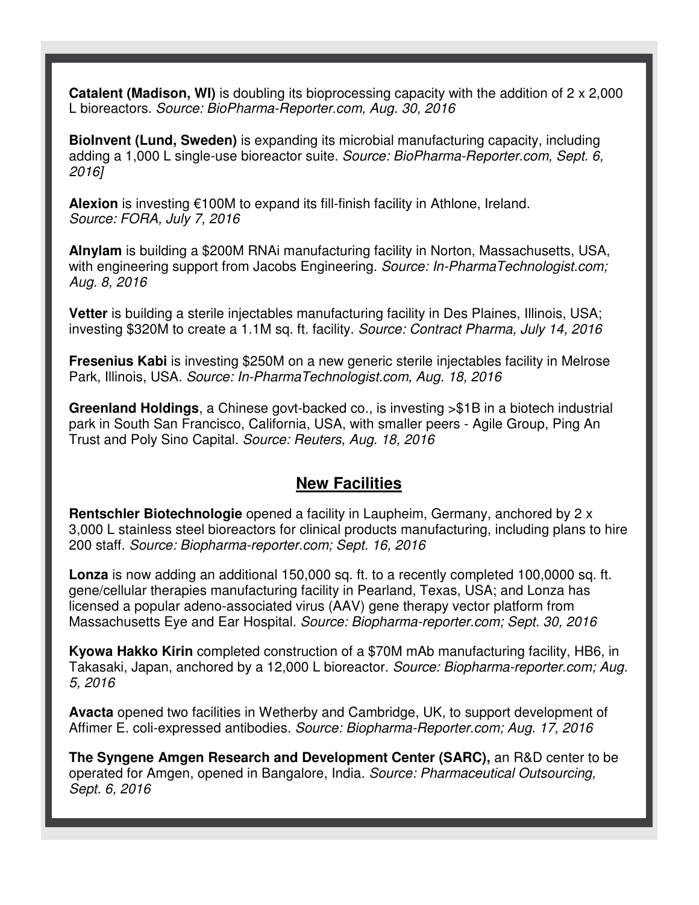**Catalent (Madison, WI)** is doubling its bioprocessing capacity with the addition of 2 x 2,000 L bioreactors. *Source: BioPharma-Reporter.com, Aug. 30, 2016*

**BioInvent (Lund, Sweden)** is expanding its microbial manufacturing capacity, including adding a 1,000 L single-use bioreactor suite. *Source: BioPharma-Reporter.com, Sept. 6, 2016]*

**Alexion** is investing €100M to expand its fill-finish facility in Athlone, Ireland. *Source: FORA, July 7, 2016*

**Alnylam** is building a $200M RNAi manufacturing facility in Norton, Massachusetts, USA, with engineering support from Jacobs Engineering. *Source: In-PharmaTechnologist.com; Aug. 8, 2016*

**Vetter** is building a sterile injectables manufacturing facility in Des Plaines, Illinois, USA; investing $320M to create a 1.1M sq. ft. facility. *Source: Contract Pharma, July 14, 2016*

**Fresenius Kabi** is investing $250M on a new generic sterile injectables facility in Melrose Park, Illinois, USA. *Source: In-PharmaTechnologist.com, Aug. 18, 2016*

**Greenland Holdings**, a Chinese govt-backed co., is investing >$1B in a biotech industrial park in South San Francisco, California, USA, with smaller peers - Agile Group, Ping An Trust and Poly Sino Capital. *Source: Reuters, Aug. 18, 2016*

## New Facilities

**Rentschler Biotechnologie** opened a facility in Laupheim, Germany, anchored by 2 x 3,000 L stainless steel bioreactors for clinical products manufacturing, including plans to hire 200 staff. *Source: Biopharma-reporter.com; Sept. 16, 2016*

**Lonza** is now adding an additional 150,000 sq. ft. to a recently completed 100,0000 sq. ft. gene/cellular therapies manufacturing facility in Pearland, Texas, USA; and Lonza has licensed a popular adeno-associated virus (AAV) gene therapy vector platform from Massachusetts Eye and Ear Hospital. *Source: Biopharma-reporter.com; Sept. 30, 2016*

**Kyowa Hakko Kirin** completed construction of a $70M mAb manufacturing facility, HB6, in Takasaki, Japan, anchored by a 12,000 L bioreactor. *Source: Biopharma-reporter.com; Aug. 5, 2016*

**Avacta** opened two facilities in Wetherby and Cambridge, UK, to support development of Affimer E. coli-expressed antibodies. *Source: Biopharma-Reporter.com; Aug. 17, 2016*

**The Syngene Amgen Research and Development Center (SARC),** an R&D center to be operated for Amgen, opened in Bangalore, India. *Source: Pharmaceutical Outsourcing, Sept. 6, 2016*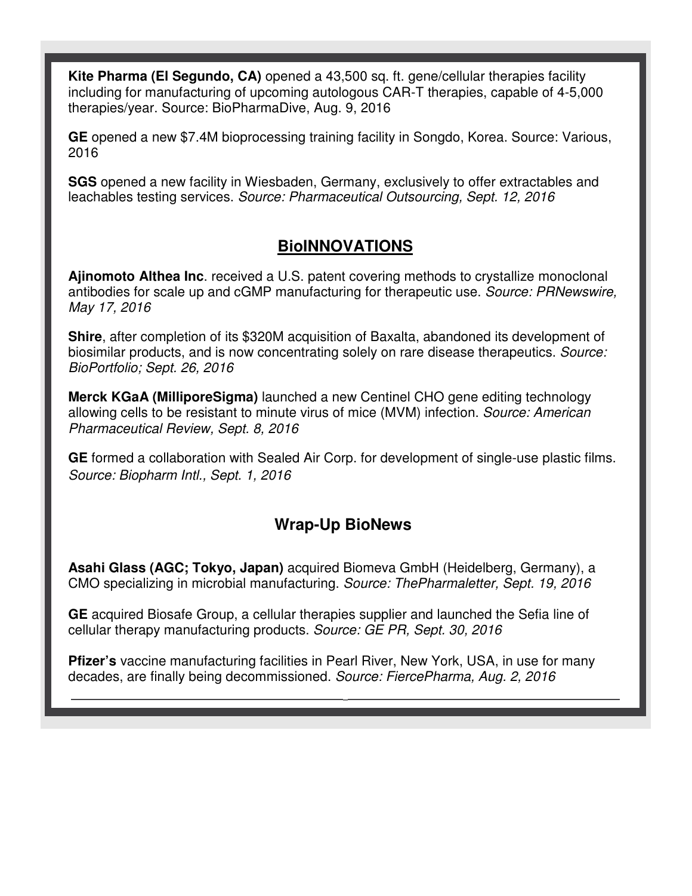**Kite Pharma (El Segundo, CA)** opened a 43,500 sq. ft. gene/cellular therapies facility including for manufacturing of upcoming autologous CAR-T therapies, capable of 4-5,000 therapies/year. Source: BioPharmaDive, Aug. 9, 2016

**GE** opened a new $7.4M bioprocessing training facility in Songdo, Korea. Source: Various, 2016

**SGS** opened a new facility in Wiesbaden, Germany, exclusively to offer extractables and leachables testing services. *Source: Pharmaceutical Outsourcing, Sept. 12, 2016*

## BioINNOVATIONS

**Ajinomoto Althea Inc**. received a U.S. patent covering methods to crystallize monoclonal antibodies for scale up and cGMP manufacturing for therapeutic use. *Source: PRNewswire, May 17, 2016*

**Shire**, after completion of its $320M acquisition of Baxalta, abandoned its development of biosimilar products, and is now concentrating solely on rare disease therapeutics. *Source: BioPortfolio; Sept. 26, 2016*

**Merck KGaA (MilliporeSigma)** launched a new Centinel CHO gene editing technology allowing cells to be resistant to minute virus of mice (MVM) infection. *Source: American Pharmaceutical Review, Sept. 8, 2016*

**GE** formed a collaboration with Sealed Air Corp. for development of single-use plastic films. *Source: Biopharm Intl., Sept. 1, 2016*

## Wrap-Up BioNews

**Asahi Glass (AGC; Tokyo, Japan)** acquired Biomeva GmbH (Heidelberg, Germany), a CMO specializing in microbial manufacturing. *Source: ThePharmaletter, Sept. 19, 2016*

**GE** acquired Biosafe Group, a cellular therapies supplier and launched the Sefia line of cellular therapy manufacturing products. *Source: GE PR, Sept. 30, 2016*

**Pfizer's** vaccine manufacturing facilities in Pearl River, New York, USA, in use for many decades, are finally being decommissioned. *Source: FiercePharma, Aug. 2, 2016*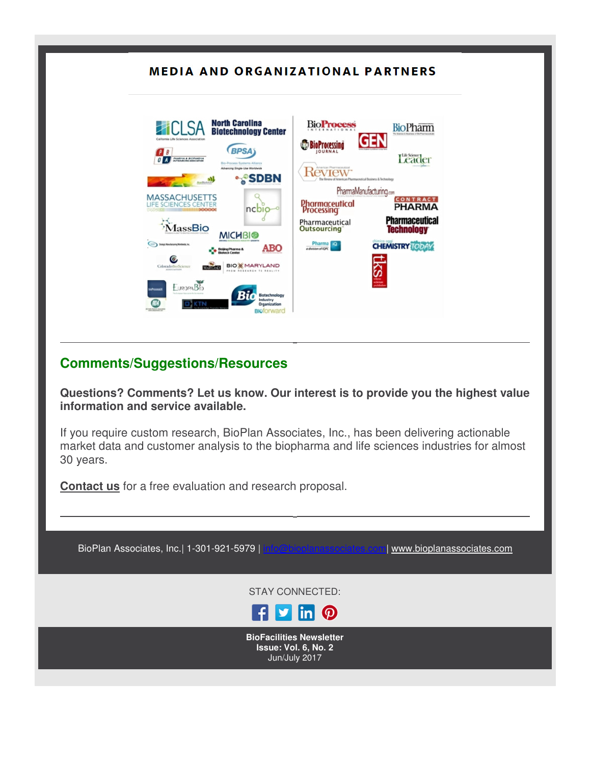## MEDIA AND ORGANIZATIONAL PARTNERS

## Comments/Suggestions/Resources

**Questions? Comments? Let us know. Our interest is to provide you the highest value information and service available.**

If you require custom research, BioPlan Associates, Inc., has been delivering actionable market data and customer analysis to the biopharma and life sciences industries for almost 30 years.

**Contact us** for a free evaluation and research proposal.

BioPlan Associates, Inc.| 1-301-921-5979 | info@bioplanassociates.com| www.bioplanassociates.com

STAY CONNECTED:

**BioFacilities Newsletter**
**Issue: Vol. 6, No. 2**
Jun/July 2017